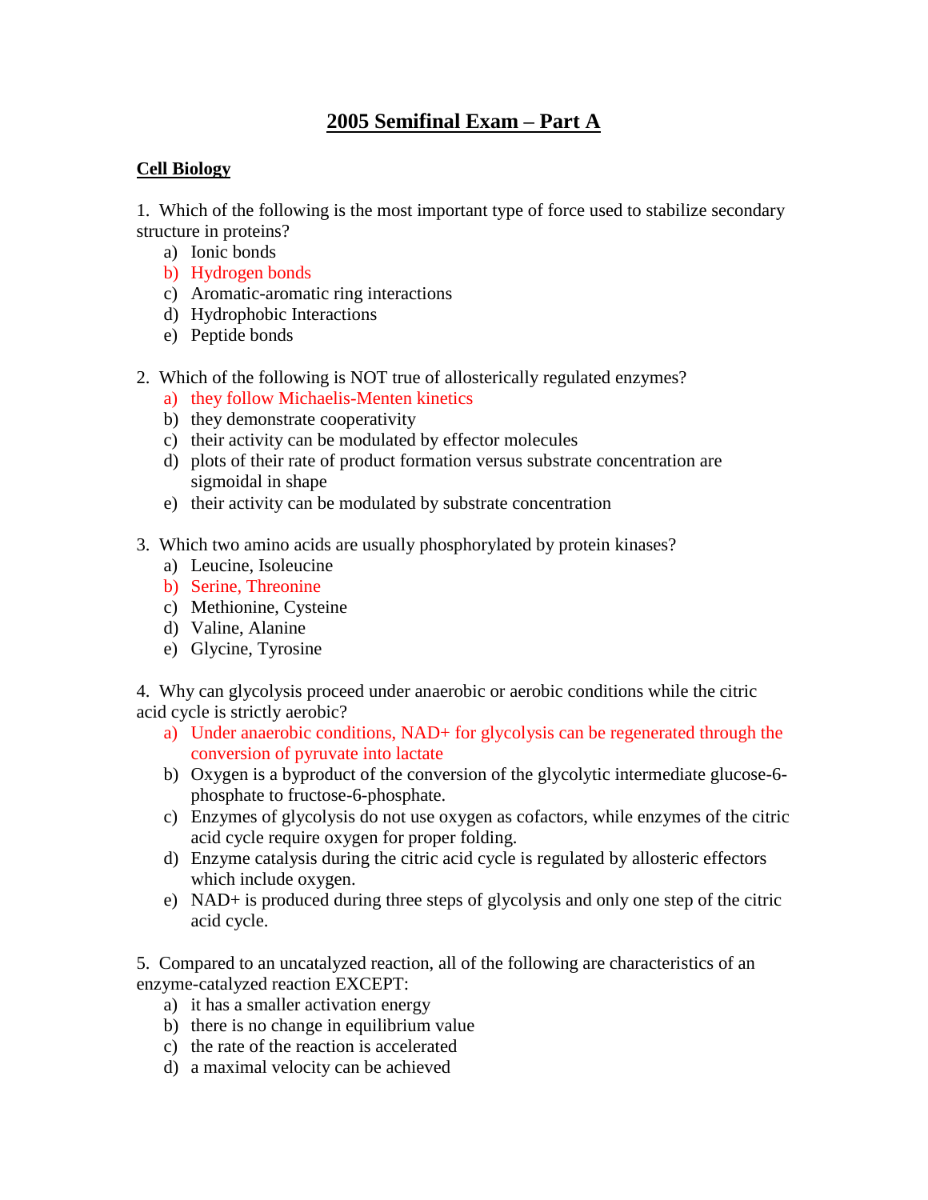# 2005 Semifinal Exam – Part A

## Cell Biology

1. Which of the following is the most important type of force used to stabilize secondary structure in proteins?
   a) Ionic bonds
   b) Hydrogen bonds
   c) Aromatic-aromatic ring interactions
   d) Hydrophobic Interactions
   e) Peptide bonds

2. Which of the following is NOT true of allosterically regulated enzymes?
   a) they follow Michaelis-Menten kinetics
   b) they demonstrate cooperativity
   c) their activity can be modulated by effector molecules
   d) plots of their rate of product formation versus substrate concentration are sigmoidal in shape
   e) their activity can be modulated by substrate concentration

3. Which two amino acids are usually phosphorylated by protein kinases?
   a) Leucine, Isoleucine
   b) Serine, Threonine
   c) Methionine, Cysteine
   d) Valine, Alanine
   e) Glycine, Tyrosine

4. Why can glycolysis proceed under anaerobic or aerobic conditions while the citric acid cycle is strictly aerobic?
   a) Under anaerobic conditions, NAD+ for glycolysis can be regenerated through the conversion of pyruvate into lactate
   b) Oxygen is a byproduct of the conversion of the glycolytic intermediate glucose-6-phosphate to fructose-6-phosphate.
   c) Enzymes of glycolysis do not use oxygen as cofactors, while enzymes of the citric acid cycle require oxygen for proper folding.
   d) Enzyme catalysis during the citric acid cycle is regulated by allosteric effectors which include oxygen.
   e) NAD+ is produced during three steps of glycolysis and only one step of the citric acid cycle.

5. Compared to an uncatalyzed reaction, all of the following are characteristics of an enzyme-catalyzed reaction EXCEPT:
   a) it has a smaller activation energy
   b) there is no change in equilibrium value
   c) the rate of the reaction is accelerated
   d) a maximal velocity can be achieved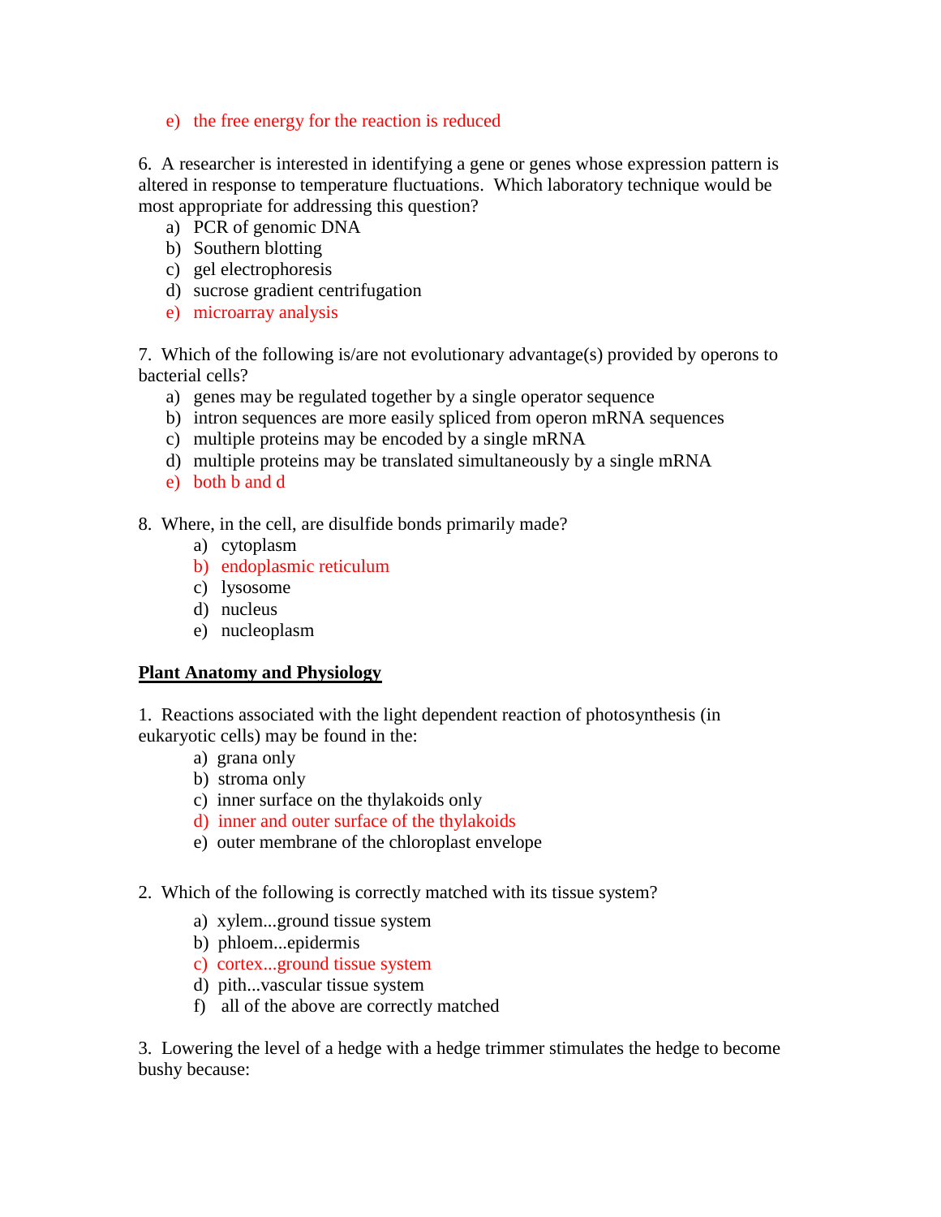e) the free energy for the reaction is reduced

6. A researcher is interested in identifying a gene or genes whose expression pattern is altered in response to temperature fluctuations. Which laboratory technique would be most appropriate for addressing this question?

a) PCR of genomic DNA
b) Southern blotting
c) gel electrophoresis
d) sucrose gradient centrifugation
e) microarray analysis

7. Which of the following is/are not evolutionary advantage(s) provided by operons to bacterial cells?

a) genes may be regulated together by a single operator sequence
b) intron sequences are more easily spliced from operon mRNA sequences
c) multiple proteins may be encoded by a single mRNA
d) multiple proteins may be translated simultaneously by a single mRNA
e) both b and d

8. Where, in the cell, are disulfide bonds primarily made?

a) cytoplasm
b) endoplasmic reticulum
c) lysosome
d) nucleus
e) nucleoplasm

**Plant Anatomy and Physiology**

1. Reactions associated with the light dependent reaction of photosynthesis (in eukaryotic cells) may be found in the:

a) grana only
b) stroma only
c) inner surface on the thylakoids only
d) inner and outer surface of the thylakoids
e) outer membrane of the chloroplast envelope

2. Which of the following is correctly matched with its tissue system?

a) xylem...ground tissue system
b) phloem...epidermis
c) cortex...ground tissue system
d) pith...vascular tissue system
f) all of the above are correctly matched

3. Lowering the level of a hedge with a hedge trimmer stimulates the hedge to become bushy because: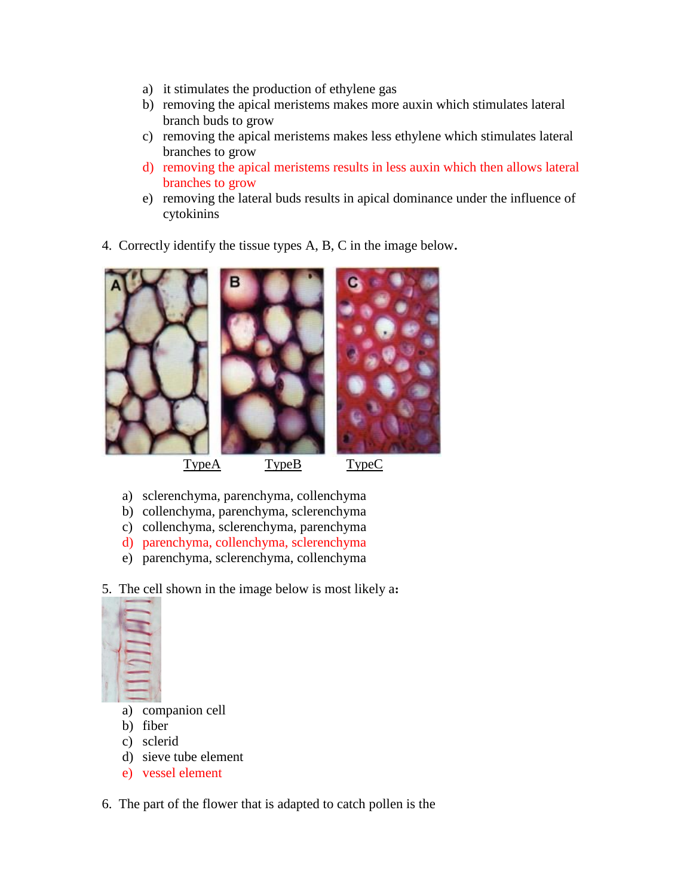a) it stimulates the production of ethylene gas
b) removing the apical meristems makes more auxin which stimulates lateral branch buds to grow
c) removing the apical meristems makes less ethylene which stimulates lateral branches to grow
d) removing the apical meristems results in less auxin which then allows lateral branches to grow
e) removing the lateral buds results in apical dominance under the influence of cytokinins

4. Correctly identify the tissue types A, B, C in the image below.

TypeA TypeB TypeC

a) sclerenchyma, parenchyma, collenchyma
b) collenchyma, parenchyma, sclerenchyma
c) collenchyma, sclerenchyma, parenchyma
d) parenchyma, collenchyma, sclerenchyma
e) parenchyma, sclerenchyma, collenchyma

5. The cell shown in the image below is most likely a:

a) companion cell
b) fiber
c) sclerid
d) sieve tube element
e) vessel element

6. The part of the flower that is adapted to catch pollen is the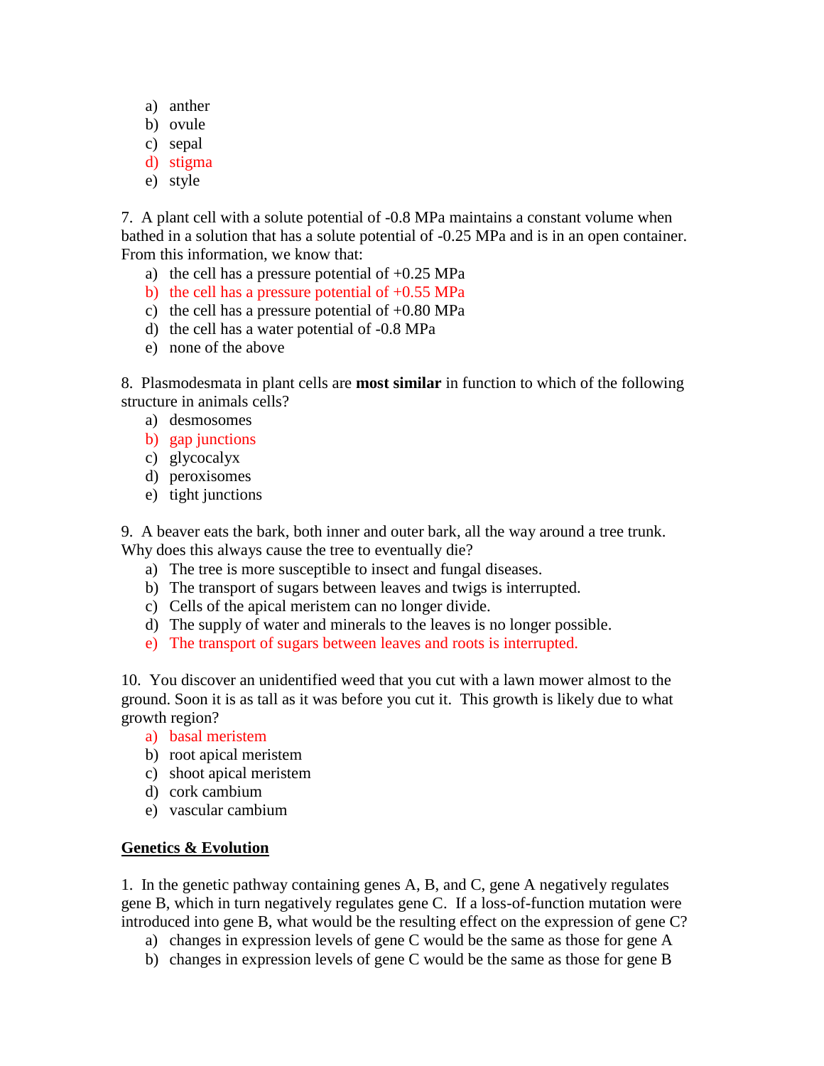a) anther
b) ovule
c) sepal
d) stigma
e) style

7. A plant cell with a solute potential of -0.8 MPa maintains a constant volume when bathed in a solution that has a solute potential of -0.25 MPa and is in an open container. From this information, we know that:

a) the cell has a pressure potential of +0.25 MPa
b) the cell has a pressure potential of +0.55 MPa
c) the cell has a pressure potential of +0.80 MPa
d) the cell has a water potential of -0.8 MPa
e) none of the above

8. Plasmodesmata in plant cells are **most similar** in function to which of the following structure in animals cells?

a) desmosomes
b) gap junctions
c) glycocalyx
d) peroxisomes
e) tight junctions

9. A beaver eats the bark, both inner and outer bark, all the way around a tree trunk. Why does this always cause the tree to eventually die?

a) The tree is more susceptible to insect and fungal diseases.
b) The transport of sugars between leaves and twigs is interrupted.
c) Cells of the apical meristem can no longer divide.
d) The supply of water and minerals to the leaves is no longer possible.
e) The transport of sugars between leaves and roots is interrupted.

10. You discover an unidentified weed that you cut with a lawn mower almost to the ground. Soon it is as tall as it was before you cut it. This growth is likely due to what growth region?

a) basal meristem
b) root apical meristem
c) shoot apical meristem
d) cork cambium
e) vascular cambium

**<u>Genetics & Evolution</u>**

1. In the genetic pathway containing genes A, B, and C, gene A negatively regulates gene B, which in turn negatively regulates gene C. If a loss-of-function mutation were introduced into gene B, what would be the resulting effect on the expression of gene C?

a) changes in expression levels of gene C would be the same as those for gene A
b) changes in expression levels of gene C would be the same as those for gene B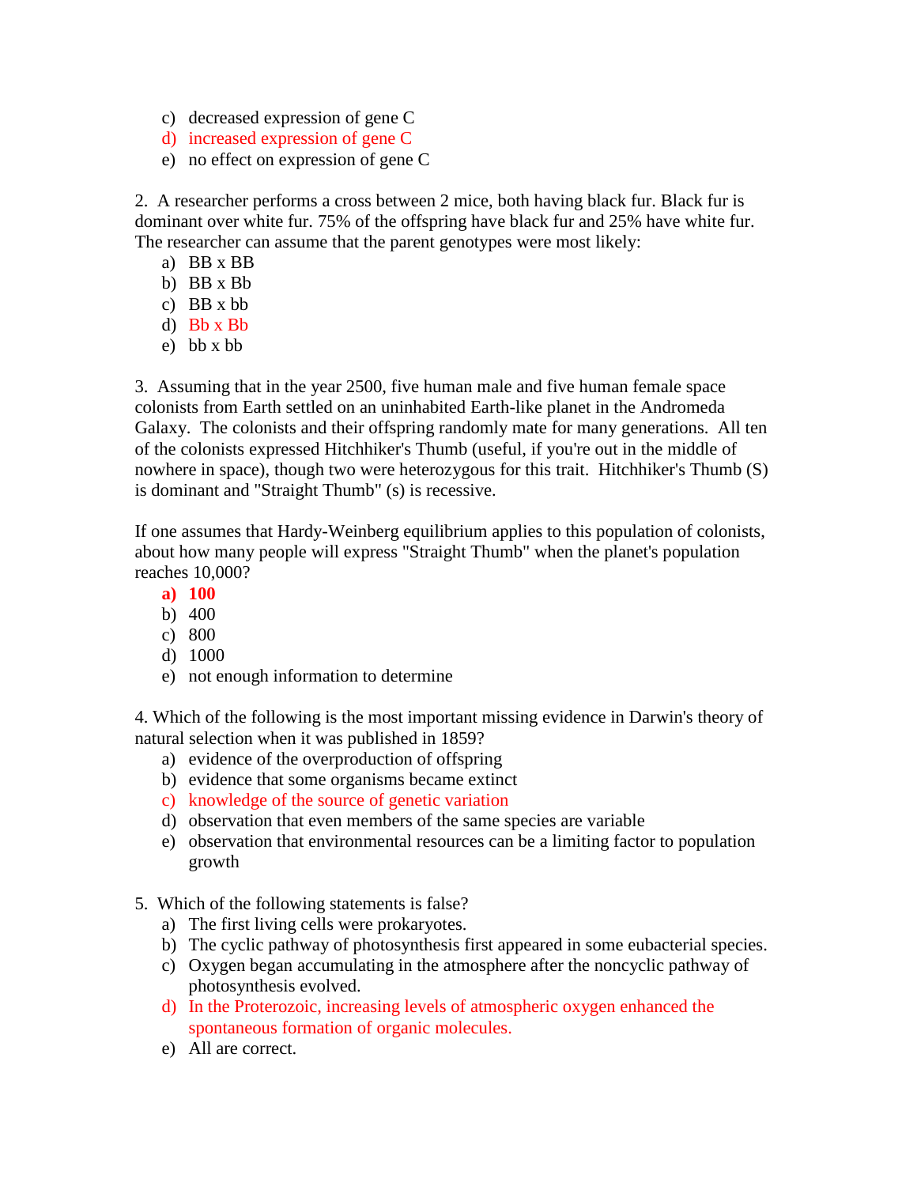c) decreased expression of gene C
d) increased expression of gene C
e) no effect on expression of gene C

2. A researcher performs a cross between 2 mice, both having black fur. Black fur is dominant over white fur. 75% of the offspring have black fur and 25% have white fur. The researcher can assume that the parent genotypes were most likely:

a) BB x BB
b) BB x Bb
c) BB x bb
d) Bb x Bb
e) bb x bb

3. Assuming that in the year 2500, five human male and five human female space colonists from Earth settled on an uninhabited Earth-like planet in the Andromeda Galaxy. The colonists and their offspring randomly mate for many generations. All ten of the colonists expressed Hitchhiker's Thumb (useful, if you're out in the middle of nowhere in space), though two were heterozygous for this trait. Hitchhiker's Thumb (S) is dominant and "Straight Thumb" (s) is recessive.

If one assumes that Hardy-Weinberg equilibrium applies to this population of colonists, about how many people will express "Straight Thumb" when the planet's population reaches 10,000?

**a) 100**
b) 400
c) 800
d) 1000
e) not enough information to determine

4. Which of the following is the most important missing evidence in Darwin's theory of natural selection when it was published in 1859?

a) evidence of the overproduction of offspring
b) evidence that some organisms became extinct
c) knowledge of the source of genetic variation
d) observation that even members of the same species are variable
e) observation that environmental resources can be a limiting factor to population growth

5. Which of the following statements is false?

a) The first living cells were prokaryotes.
b) The cyclic pathway of photosynthesis first appeared in some eubacterial species.
c) Oxygen began accumulating in the atmosphere after the noncyclic pathway of photosynthesis evolved.
d) In the Proterozoic, increasing levels of atmospheric oxygen enhanced the spontaneous formation of organic molecules.
e) All are correct.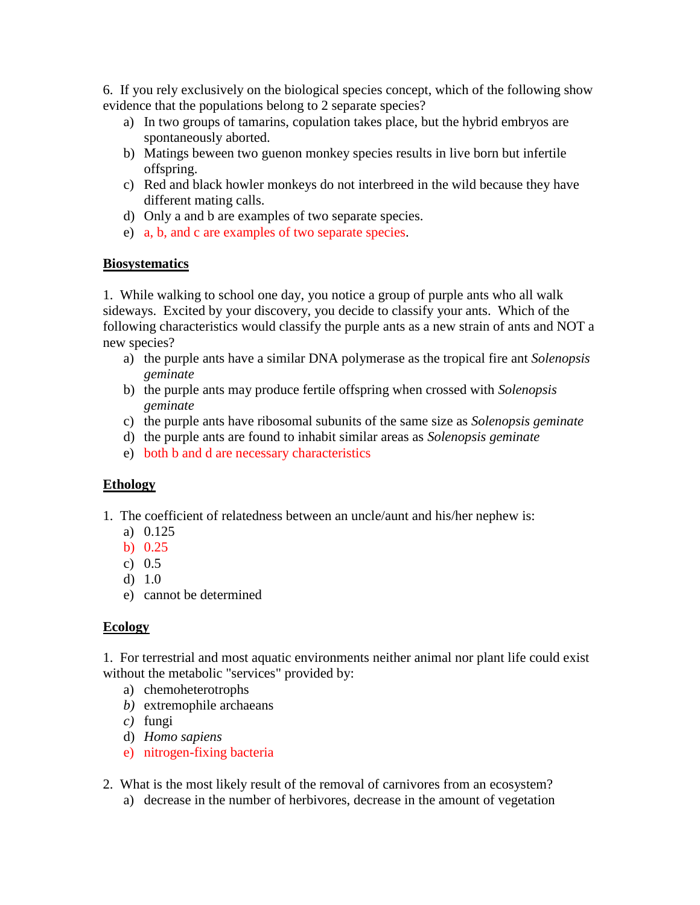6. If you rely exclusively on the biological species concept, which of the following show evidence that the populations belong to 2 separate species?

a) In two groups of tamarins, copulation takes place, but the hybrid embryos are spontaneously aborted.
b) Matings beween two guenon monkey species results in live born but infertile offspring.
c) Red and black howler monkeys do not interbreed in the wild because they have different mating calls.
d) Only a and b are examples of two separate species.
e) a, b, and c are examples of two separate species.

**Biosystematics**

1. While walking to school one day, you notice a group of purple ants who all walk sideways. Excited by your discovery, you decide to classify your ants. Which of the following characteristics would classify the purple ants as a new strain of ants and NOT a new species?

a) the purple ants have a similar DNA polymerase as the tropical fire ant *Solenopsis geminate*
b) the purple ants may produce fertile offspring when crossed with *Solenopsis geminate*
c) the purple ants have ribosomal subunits of the same size as *Solenopsis geminate*
d) the purple ants are found to inhabit similar areas as *Solenopsis geminate*
e) both b and d are necessary characteristics

**Ethology**

1. The coefficient of relatedness between an uncle/aunt and his/her nephew is:

a) 0.125
b) 0.25
c) 0.5
d) 1.0
e) cannot be determined

**Ecology**

1. For terrestrial and most aquatic environments neither animal nor plant life could exist without the metabolic "services" provided by:

a) chemoheterotrophs
b) extremophile archaeans
c) fungi
d) *Homo sapiens*
e) nitrogen-fixing bacteria

2. What is the most likely result of the removal of carnivores from an ecosystem?

a) decrease in the number of herbivores, decrease in the amount of vegetation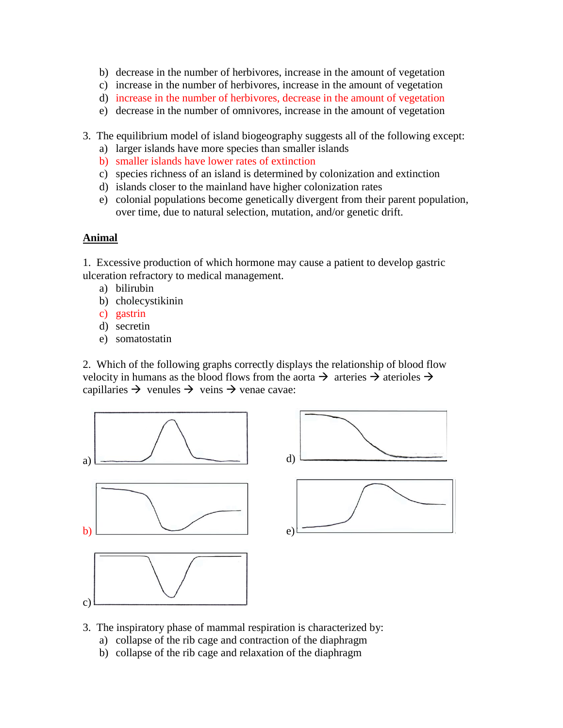b) decrease in the number of herbivores, increase in the amount of vegetation
c) increase in the number of herbivores, increase in the amount of vegetation
d) increase in the number of herbivores, decrease in the amount of vegetation
e) decrease in the number of omnivores, increase in the amount of vegetation

3. The equilibrium model of island biogeography suggests all of the following except:
   a) larger islands have more species than smaller islands
   b) smaller islands have lower rates of extinction
   c) species richness of an island is determined by colonization and extinction
   d) islands closer to the mainland have higher colonization rates
   e) colonial populations become genetically divergent from their parent population, over time, due to natural selection, mutation, and/or genetic drift.

## Animal

1. Excessive production of which hormone may cause a patient to develop gastric ulceration refractory to medical management.
   a) bilirubin
   b) cholecystikinin
   c) gastrin
   d) secretin
   e) somatostatin

2. Which of the following graphs correctly displays the relationship of blood flow velocity in humans as the blood flows from the aorta → arteries → arterioles → capillaries → venules → veins → venae cavae:

a)

d)

b)

e)

c)

3. The inspiratory phase of mammal respiration is characterized by:
   a) collapse of the rib cage and contraction of the diaphragm
   b) collapse of the rib cage and relaxation of the diaphragm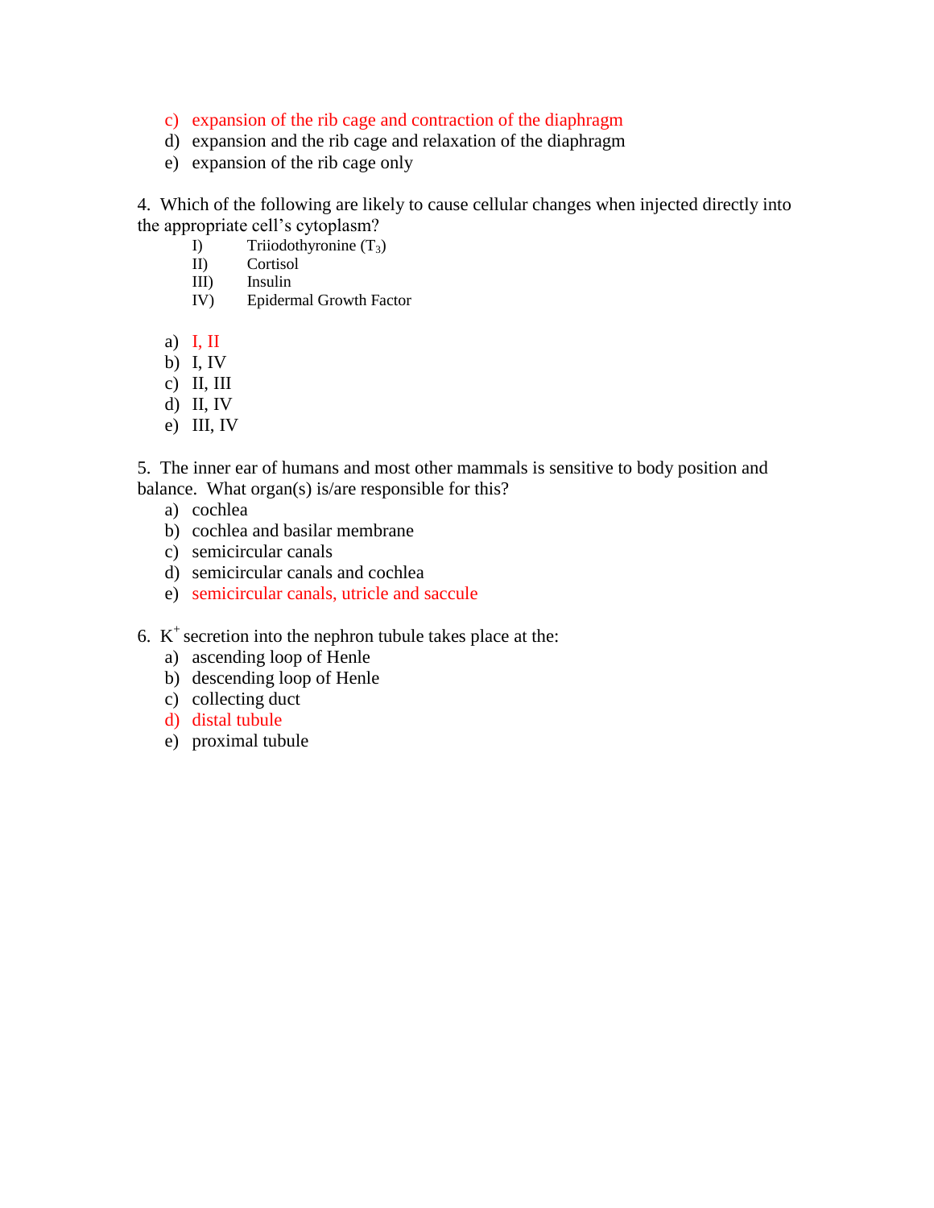c) expansion of the rib cage and contraction of the diaphragm
d) expansion and the rib cage and relaxation of the diaphragm
e) expansion of the rib cage only

4. Which of the following are likely to cause cellular changes when injected directly into the appropriate cell's cytoplasm?

I) Triiodothyronine ($T_3$)
II) Cortisol
III) Insulin
IV) Epidermal Growth Factor

a) I, II
b) I, IV
c) II, III
d) II, IV
e) III, IV

5. The inner ear of humans and most other mammals is sensitive to body position and balance. What organ(s) is/are responsible for this?

a) cochlea
b) cochlea and basilar membrane
c) semicircular canals
d) semicircular canals and cochlea
e) semicircular canals, utricle and saccule

6. $K^+$ secretion into the nephron tubule takes place at the:

a) ascending loop of Henle
b) descending loop of Henle
c) collecting duct
d) distal tubule
e) proximal tubule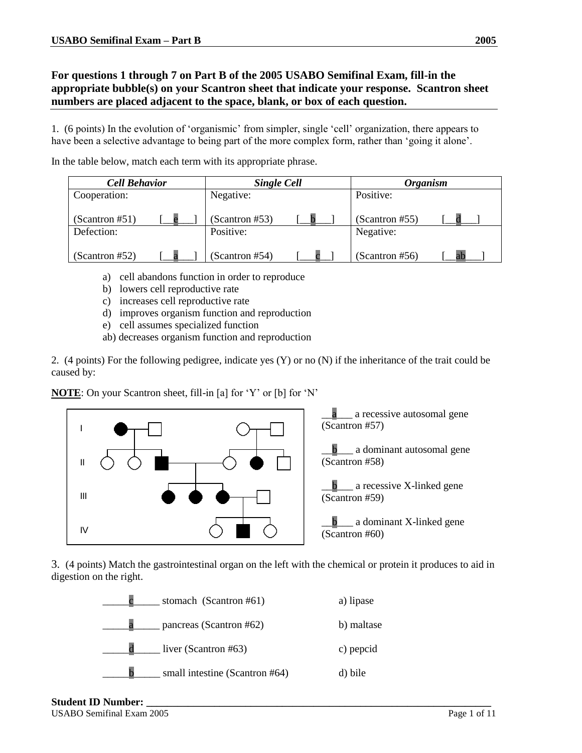**For questions 1 through 7 on Part B of the 2005 USABO Semifinal Exam, fill-in the appropriate bubble(s) on your Scantron sheet that indicate your response. Scantron sheet numbers are placed adjacent to the space, blank, or box of each question.**

1. (6 points) In the evolution of 'organismic' from simpler, single 'cell' organization, there appears to have been a selective advantage to being part of the more complex form, rather than 'going it alone'.

In the table below, match each term with its appropriate phrase.

| *Cell Behavior* | *Single Cell* | *Organism* |
|---|---|---|
| Cooperation: (Scantron #51) [__e__] | Negative: (Scantron #53) [__b__] | Positive: (Scantron #55) [__d__] |
| Defection: (Scantron #52) [__a__] | Positive: (Scantron #54) [__c__] | Negative: (Scantron #56) [__ab__] |

a) cell abandons function in order to reproduce
b) lowers cell reproductive rate
c) increases cell reproductive rate
d) improves organism function and reproduction
e) cell assumes specialized function
ab) decreases organism function and reproduction

2. (4 points) For the following pedigree, indicate yes (Y) or no (N) if the inheritance of the trait could be caused by:

**NOTE**: On your Scantron sheet, fill-in [a] for 'Y' or [b] for 'N'

__a__ a recessive autosomal gene (Scantron #57)

__b__ a dominant autosomal gene (Scantron #58)

__b__ a recessive X-linked gene (Scantron #59)

__b__ a dominant X-linked gene (Scantron #60)

3. (4 points) Match the gastrointestinal organ on the left with the chemical or protein it produces to aid in digestion on the right.

_____c_____ stomach (Scantron #61)   a) lipase

_____a_____ pancreas (Scantron #62)   b) maltase

_____d_____ liver (Scantron #63)   c) pepcid

_____b_____ small intestine (Scantron #64)   d) bile

**Student ID Number: ______________________________**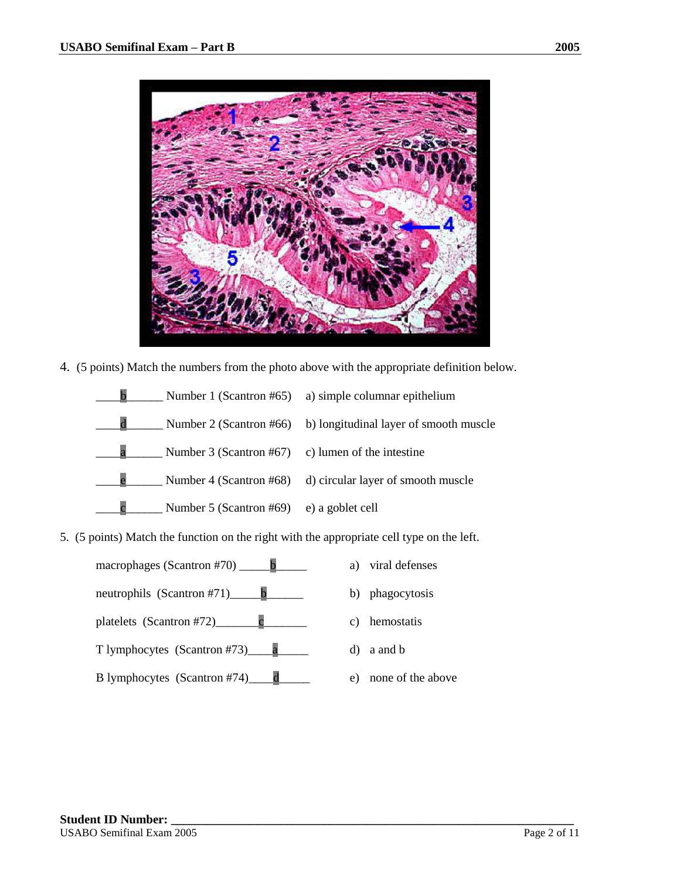4. (5 points) Match the numbers from the photo above with the appropriate definition below.

| Answer | Number | Definition |
|---|---|---|
| b | Number 1 (Scantron #65) | a) simple columnar epithelium |
| d | Number 2 (Scantron #66) | b) longitudinal layer of smooth muscle |
| a | Number 3 (Scantron #67) | c) lumen of the intestine |
| e | Number 4 (Scantron #68) | d) circular layer of smooth muscle |
| c | Number 5 (Scantron #69) | e) a goblet cell |

5. (5 points) Match the function on the right with the appropriate cell type on the left.

| Cell type | Answer | Function |
|---|---|---|
| macrophages (Scantron #70) | b | a) viral defenses |
| neutrophils (Scantron #71) | b | b) phagocytosis |
| platelets (Scantron #72) | c | c) hemostatis |
| T lymphocytes (Scantron #73) | a | d) a and b |
| B lymphocytes (Scantron #74) | d | e) none of the above |

**Student ID Number:** ____________________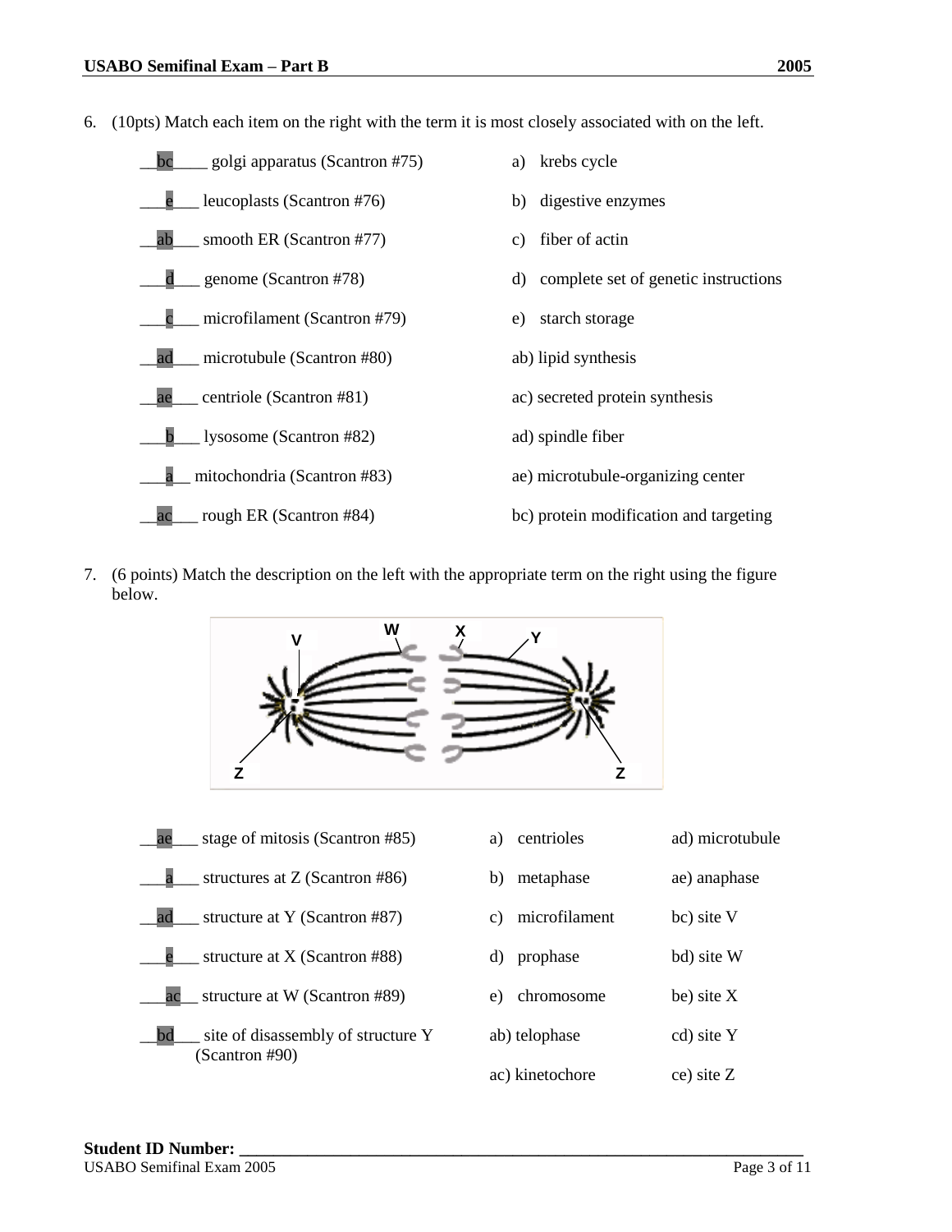6. (10pts) Match each item on the right with the term it is most closely associated with on the left.

| | |
|---|---|
| \_\_bc\_\_\_\_ golgi apparatus (Scantron #75) | a) krebs cycle |
| \_\_\_e\_\_\_ leucoplasts (Scantron #76) | b) digestive enzymes |
| \_\_ab\_\_\_ smooth ER (Scantron #77) | c) fiber of actin |
| \_\_\_d\_\_\_ genome (Scantron #78) | d) complete set of genetic instructions |
| \_\_\_c\_\_\_ microfilament (Scantron #79) | e) starch storage |
| \_\_ad\_\_\_ microtubule (Scantron #80) | ab) lipid synthesis |
| \_\_ae\_\_\_ centriole (Scantron #81) | ac) secreted protein synthesis |
| \_\_\_b\_\_\_ lysosome (Scantron #82) | ad) spindle fiber |
| \_\_\_a\_\_ mitochondria (Scantron #83) | ae) microtubule-organizing center |
| \_\_ac\_\_\_ rough ER (Scantron #84) | bc) protein modification and targeting |

7. (6 points) Match the description on the left with the appropriate term on the right using the figure below.

| | | |
|---|---|---|
| \_\_ae\_\_\_ stage of mitosis (Scantron #85) | a) centrioles | ad) microtubule |
| \_\_\_a\_\_\_ structures at Z (Scantron #86) | b) metaphase | ae) anaphase |
| \_\_ad\_\_\_ structure at Y (Scantron #87) | c) microfilament | bc) site V |
| \_\_\_e\_\_\_ structure at X (Scantron #88) | d) prophase | bd) site W |
| \_\_\_ac\_\_ structure at W (Scantron #89) | e) chromosome | be) site X |
| \_\_bd\_\_\_ site of disassembly of structure Y (Scantron #90) | ab) telophase | cd) site Y |
| | ac) kinetochore | ce) site Z |

**Student ID Number:** \_\_\_\_\_\_\_\_\_\_\_\_\_\_\_\_\_\_\_\_\_\_\_\_\_\_\_\_\_\_\_\_\_\_\_\_\_\_\_\_\_\_\_\_\_\_\_\_\_\_\_\_\_\_\_\_\_\_\_\_\_\_\_\_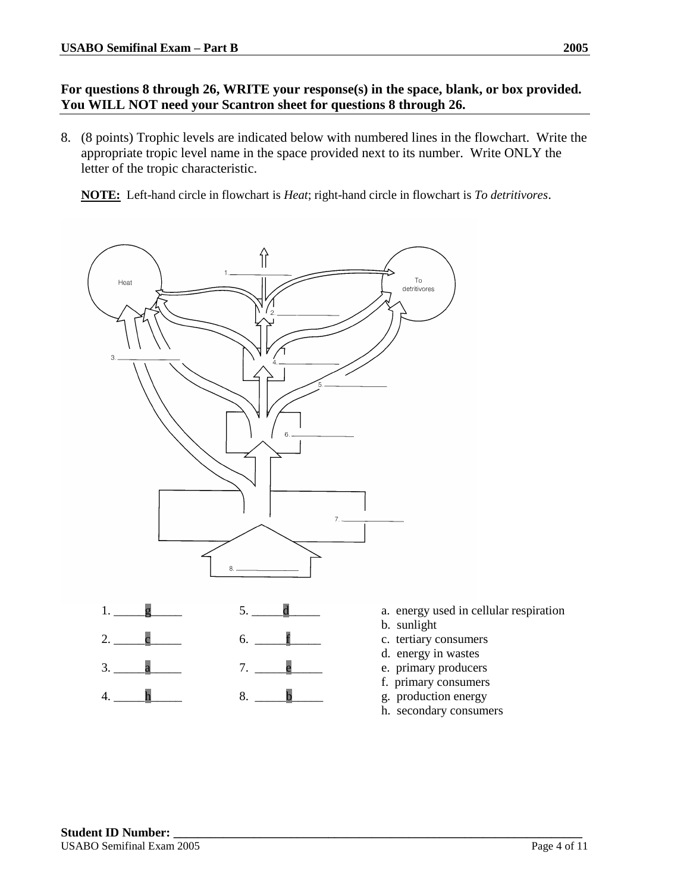**For questions 8 through 26, WRITE your response(s) in the space, blank, or box provided. You WILL NOT need your Scantron sheet for questions 8 through 26.**

8. (8 points) Trophic levels are indicated below with numbered lines in the flowchart. Write the appropriate tropic level name in the space provided next to its number. Write ONLY the letter of the tropic characteristic.

   **NOTE:** Left-hand circle in flowchart is *Heat*; right-hand circle in flowchart is *To detritivores*.

1. \_\_\_\_\_g\_\_\_\_\_
2. \_\_\_\_\_c\_\_\_\_\_
3. \_\_\_\_\_a\_\_\_\_\_
4. \_\_\_\_\_h\_\_\_\_\_
5. \_\_\_\_\_d\_\_\_\_\_
6. \_\_\_\_\_f\_\_\_\_\_
7. \_\_\_\_\_e\_\_\_\_\_
8. \_\_\_\_\_b\_\_\_\_\_

a. energy used in cellular respiration
b. sunlight
c. tertiary consumers
d. energy in wastes
e. primary producers
f. primary consumers
g. production energy
h. secondary consumers

**Student ID Number: \_\_\_\_\_\_\_\_\_\_\_\_\_\_\_\_\_\_\_\_\_\_\_\_\_\_\_\_\_\_\_\_\_\_\_\_\_\_\_\_\_\_\_\_\_\_\_\_**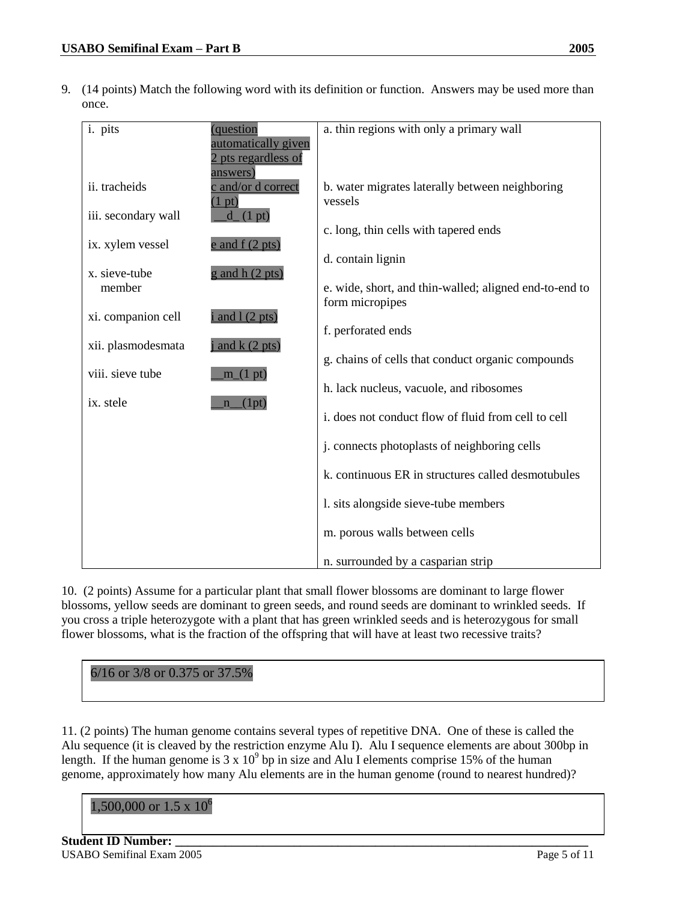9. (14 points) Match the following word with its definition or function. Answers may be used more than once.

| | | |
|---|---|---|
| i. pits | (question automatically given 2 pts regardless of answers) | a. thin regions with only a primary wall |
| ii. tracheids | c and/or d correct (1 pt) | b. water migrates laterally between neighboring vessels |
| iii. secondary wall | __d_ (1 pt) | c. long, thin cells with tapered ends |
| ix. xylem vessel | e and f (2 pts) | d. contain lignin |
| x. sieve-tube member | g and h (2 pts) | e. wide, short, and thin-walled; aligned end-to-end to form micropipes |
| xi. companion cell | i and l (2 pts) | f. perforated ends |
| xii. plasmodesmata | j and k (2 pts) | g. chains of cells that conduct organic compounds |
| viii. sieve tube | __m_(1 pt) | h. lack nucleus, vacuole, and ribosomes |
| ix. stele | __n__(1pt) | i. does not conduct flow of fluid from cell to cell |
| | | j. connects photoplasts of neighboring cells |
| | | k. continuous ER in structures called desmotubules |
| | | l. sits alongside sieve-tube members |
| | | m. porous walls between cells |
| | | n. surrounded by a casparian strip |

10. (2 points) Assume for a particular plant that small flower blossoms are dominant to large flower blossoms, yellow seeds are dominant to green seeds, and round seeds are dominant to wrinkled seeds. If you cross a triple heterozygote with a plant that has green wrinkled seeds and is heterozygous for small flower blossoms, what is the fraction of the offspring that will have at least two recessive traits?

6/16 or 3/8 or 0.375 or 37.5%

11. (2 points) The human genome contains several types of repetitive DNA. One of these is called the Alu sequence (it is cleaved by the restriction enzyme Alu I). Alu I sequence elements are about 300bp in length. If the human genome is $3 \times 10^9$ bp in size and Alu I elements comprise 15% of the human genome, approximately how many Alu elements are in the human genome (round to nearest hundred)?

1,500,000 or $1.5 \times 10^6$

**Student ID Number: \_\_\_\_\_\_\_\_\_\_\_\_\_\_\_\_\_\_\_\_\_\_\_\_\_\_\_\_\_\_\_\_\_\_\_\_\_\_\_\_\_\_\_\_\_\_\_\_\_\_**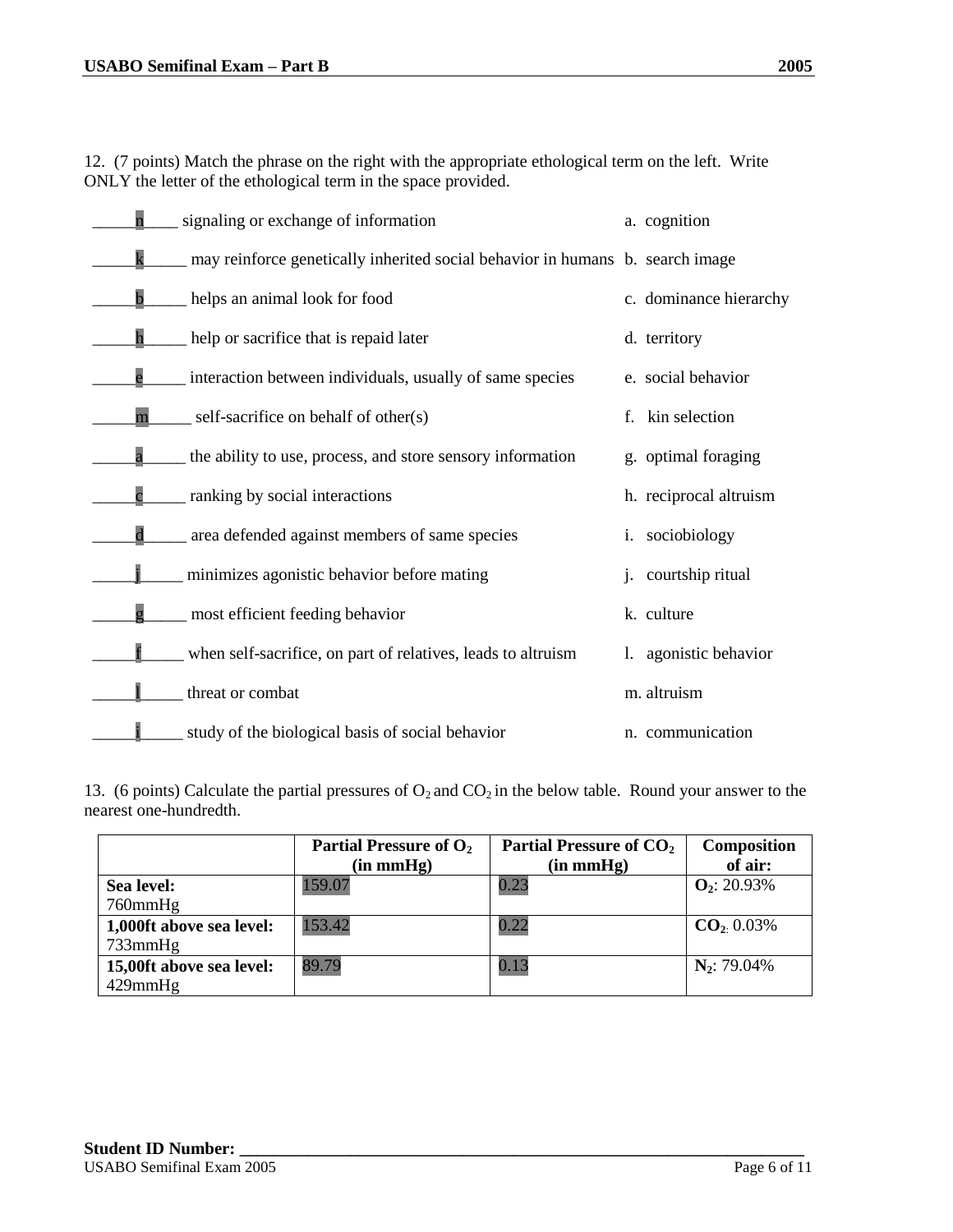12. (7 points) Match the phrase on the right with the appropriate ethological term on the left. Write ONLY the letter of the ethological term in the space provided.

| Answer | Phrase | | Term |
|---|---|---|---|
| n | signaling or exchange of information | | a. cognition |
| k | may reinforce genetically inherited social behavior in humans | | b. search image |
| b | helps an animal look for food | | c. dominance hierarchy |
| h | help or sacrifice that is repaid later | | d. territory |
| e | interaction between individuals, usually of same species | | e. social behavior |
| m | self-sacrifice on behalf of other(s) | | f. kin selection |
| a | the ability to use, process, and store sensory information | | g. optimal foraging |
| c | ranking by social interactions | | h. reciprocal altruism |
| d | area defended against members of same species | | i. sociobiology |
| j | minimizes agonistic behavior before mating | | j. courtship ritual |
| g | most efficient feeding behavior | | k. culture |
| f | when self-sacrifice, on part of relatives, leads to altruism | | l. agonistic behavior |
| l | threat or combat | | m. altruism |
| i | study of the biological basis of social behavior | | n. communication |

13. (6 points) Calculate the partial pressures of $O_2$ and $CO_2$ in the below table. Round your answer to the nearest one-hundredth.

| | Partial Pressure of $O_2$ (in mmHg) | Partial Pressure of $CO_2$ (in mmHg) | Composition of air: |
|---|---|---|---|
| **Sea level:** 760mmHg | 159.07 | 0.23 | **$O_2$**: 20.93% |
| **1,000ft above sea level:** 733mmHg | 153.42 | 0.22 | **$CO_2$**: 0.03% |
| **15,00ft above sea level:** 429mmHg | 89.79 | 0.13 | **$N_2$**: 79.04% |

**Student ID Number:** ___________________________________________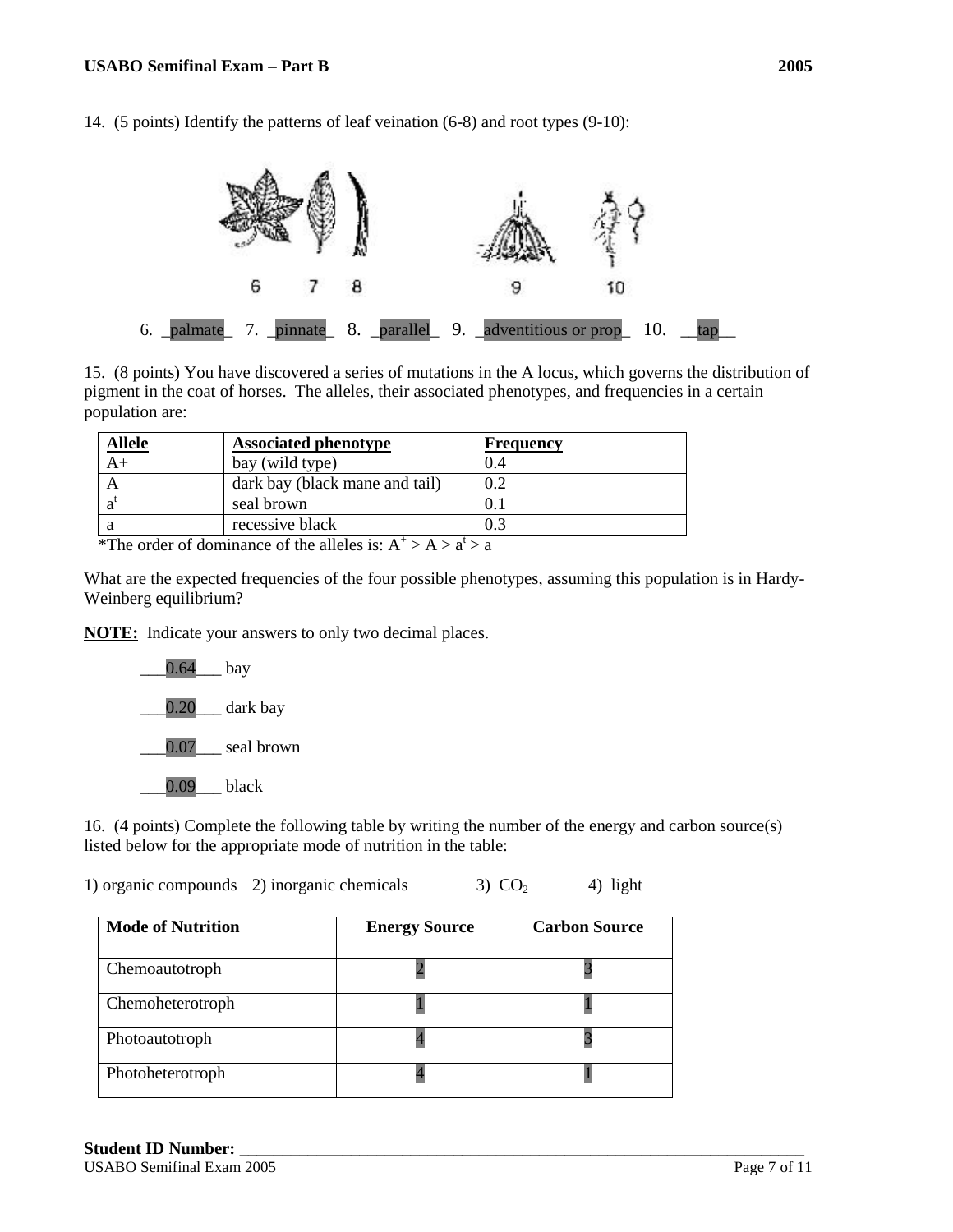14. (5 points) Identify the patterns of leaf veination (6-8) and root types (9-10):

6. _palmate_ 7. _pinnate_ 8. _parallel_ 9. _adventitious or prop_ 10. __tap__

15. (8 points) You have discovered a series of mutations in the A locus, which governs the distribution of pigment in the coat of horses. The alleles, their associated phenotypes, and frequencies in a certain population are:

| Allele | Associated phenotype | Frequency |
|---|---|---|
| A+ | bay (wild type) | 0.4 |
| A | dark bay (black mane and tail) | 0.2 |
| $a^t$ | seal brown | 0.1 |
| a | recessive black | 0.3 |

*The order of dominance of the alleles is: $A^+ > A > a^t > a$

What are the expected frequencies of the four possible phenotypes, assuming this population is in Hardy-Weinberg equilibrium?

**NOTE:** Indicate your answers to only two decimal places.

___0.64___ bay

___0.20___ dark bay

___0.07___ seal brown

___0.09___ black

16. (4 points) Complete the following table by writing the number of the energy and carbon source(s) listed below for the appropriate mode of nutrition in the table:

1) organic compounds 2) inorganic chemicals 3) $CO_2$ 4) light

| Mode of Nutrition | Energy Source | Carbon Source |
|---|---|---|
| Chemoautotroph | 2 | 3 |
| Chemoheterotroph | 1 | 1 |
| Photoautotroph | 4 | 3 |
| Photoheterotroph | 4 | 1 |

**Student ID Number: ________________________________________________**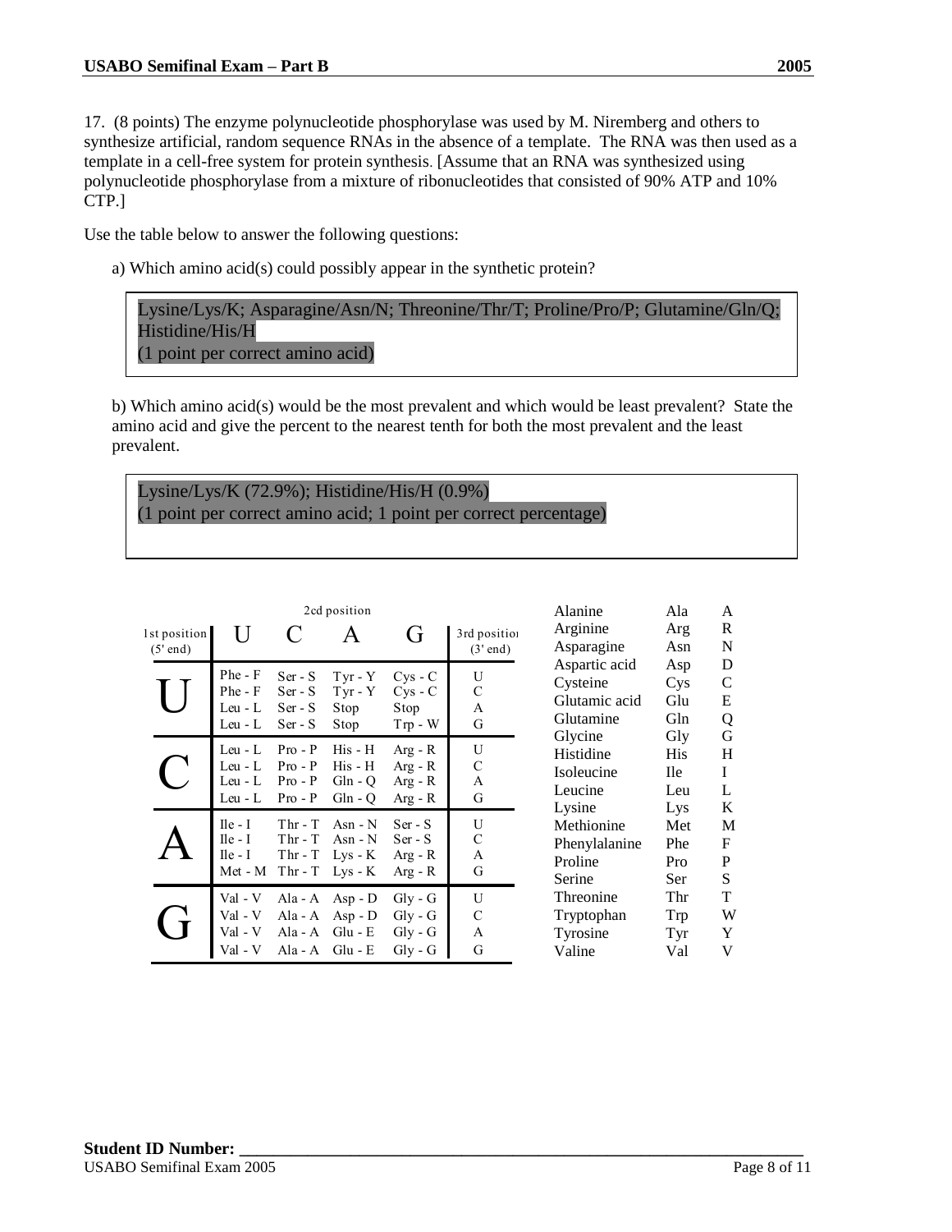17. (8 points) The enzyme polynucleotide phosphorylase was used by M. Niremberg and others to synthesize artificial, random sequence RNAs in the absence of a template. The RNA was then used as a template in a cell-free system for protein synthesis. [Assume that an RNA was synthesized using polynucleotide phosphorylase from a mixture of ribonucleotides that consisted of 90% ATP and 10% CTP.]

Use the table below to answer the following questions:

a) Which amino acid(s) could possibly appear in the synthetic protein?

> Lysine/Lys/K; Asparagine/Asn/N; Threonine/Thr/T; Proline/Pro/P; Glutamine/Gln/Q; Histidine/His/H
> (1 point per correct amino acid)

b) Which amino acid(s) would be the most prevalent and which would be least prevalent? State the amino acid and give the percent to the nearest tenth for both the most prevalent and the least prevalent.

> Lysine/Lys/K (72.9%); Histidine/His/H (0.9%)
> (1 point per correct amino acid; 1 point per correct percentage)

| 1st position (5' end) | 2cd position U | C | A | G | 3rd position (3' end) |
|---|---|---|---|---|---|
| U | Phe - F | Ser - S | Tyr - Y | Cys - C | U |
| | Phe - F | Ser - S | Tyr - Y | Cys - C | C |
| | Leu - L | Ser - S | Stop | Stop | A |
| | Leu - L | Ser - S | Stop | Trp - W | G |
| C | Leu - L | Pro - P | His - H | Arg - R | U |
| | Leu - L | Pro - P | His - H | Arg - R | C |
| | Leu - L | Pro - P | Gln - Q | Arg - R | A |
| | Leu - L | Pro - P | Gln - Q | Arg - R | G |
| A | Ile - I | Thr - T | Asn - N | Ser - S | U |
| | Ile - I | Thr - T | Asn - N | Ser - S | C |
| | Ile - I | Thr - T | Lys - K | Arg - R | A |
| | Met - M | Thr - T | Lys - K | Arg - R | G |
| G | Val - V | Ala - A | Asp - D | Gly - G | U |
| | Val - V | Ala - A | Asp - D | Gly - G | C |
| | Val - V | Ala - A | Glu - E | Gly - G | A |
| | Val - V | Ala - A | Glu - E | Gly - G | G |

| Amino acid | Abbreviation | Letter |
|---|---|---|
| Alanine | Ala | A |
| Arginine | Arg | R |
| Asparagine | Asn | N |
| Aspartic acid | Asp | D |
| Cysteine | Cys | C |
| Glutamic acid | Glu | E |
| Glutamine | Gln | Q |
| Glycine | Gly | G |
| Histidine | His | H |
| Isoleucine | Ile | I |
| Leucine | Leu | L |
| Lysine | Lys | K |
| Methionine | Met | M |
| Phenylalanine | Phe | F |
| Proline | Pro | P |
| Serine | Ser | S |
| Threonine | Thr | T |
| Tryptophan | Trp | W |
| Tyrosine | Tyr | Y |
| Valine | Val | V |

**Student ID Number:** ____________________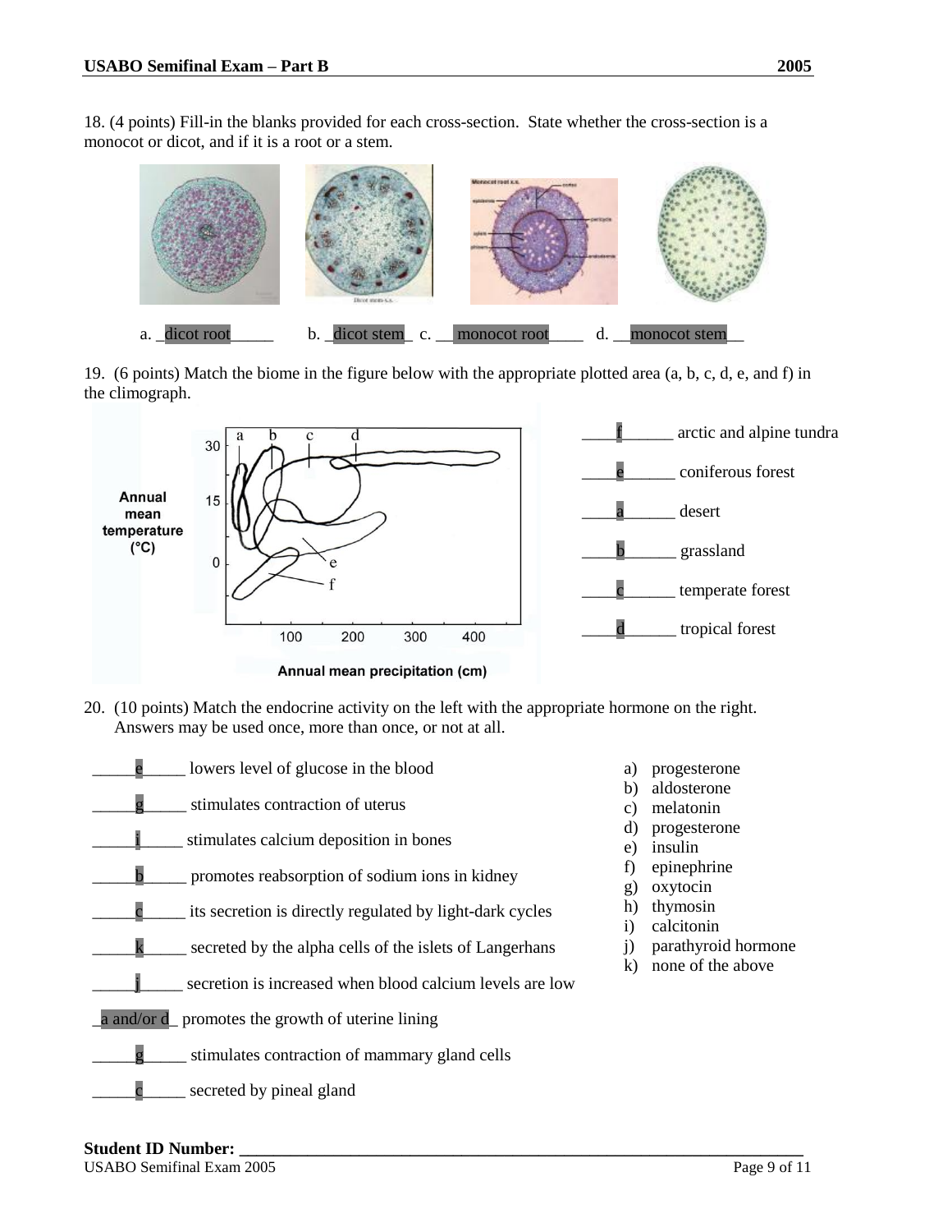18. (4 points) Fill-in the blanks provided for each cross-section. State whether the cross-section is a monocot or dicot, and if it is a root or a stem.

a. _dicot root_____ b. _dicot stem_ c. __monocot root____ d. __monocot stem__

19. (6 points) Match the biome in the figure below with the appropriate plotted area (a, b, c, d, e, and f) in the climograph.

_____f______ arctic and alpine tundra

_____e______ coniferous forest

_____a______ desert

_____b______ grassland

_____c______ temperate forest

_____d______ tropical forest

20. (10 points) Match the endocrine activity on the left with the appropriate hormone on the right. Answers may be used once, more than once, or not at all.

_____e_____ lowers level of glucose in the blood

_____g_____ stimulates contraction of uterus

_____i_____ stimulates calcium deposition in bones

_____b_____ promotes reabsorption of sodium ions in kidney

_____c_____ its secretion is directly regulated by light-dark cycles

_____k_____ secreted by the alpha cells of the islets of Langerhans

_____j_____ secretion is increased when blood calcium levels are low

_a and/or d_ promotes the growth of uterine lining

_____g_____ stimulates contraction of mammary gland cells

_____c_____ secreted by pineal gland

a) progesterone
b) aldosterone
c) melatonin
d) progesterone
e) insulin
f) epinephrine
g) oxytocin
h) thymosin
i) calcitonin
j) parathyroid hormone
k) none of the above

**Student ID Number: ___________________________________________________________________**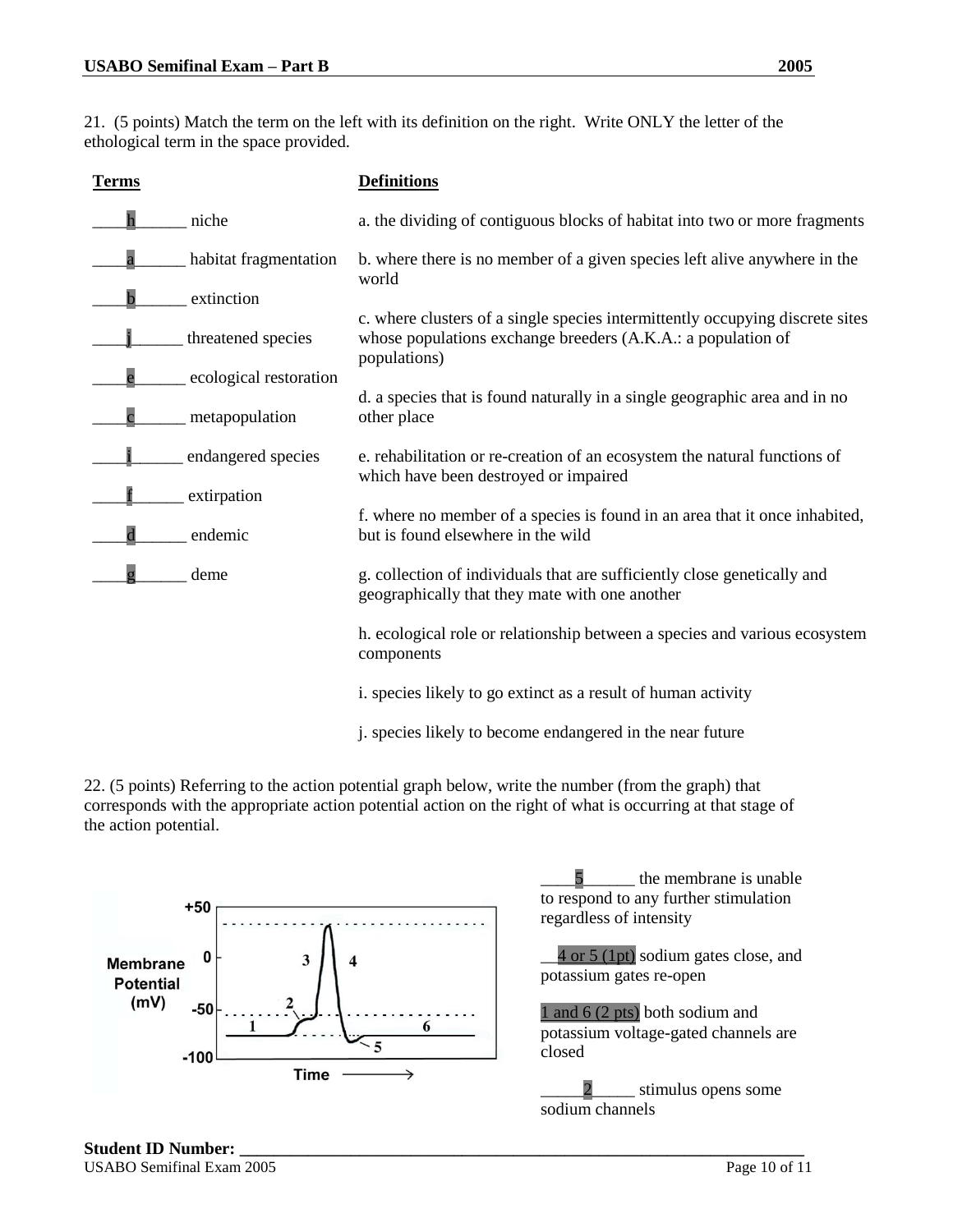21. (5 points) Match the term on the left with its definition on the right. Write ONLY the letter of the ethological term in the space provided.

| Terms | Definitions |
|---|---|
| ____h______ niche | a. the dividing of contiguous blocks of habitat into two or more fragments |
| ____a______ habitat fragmentation | b. where there is no member of a given species left alive anywhere in the world |
| ____b______ extinction | c. where clusters of a single species intermittently occupying discrete sites whose populations exchange breeders (A.K.A.: a population of populations) |
| ____j______ threatened species | d. a species that is found naturally in a single geographic area and in no other place |
| ____e______ ecological restoration | e. rehabilitation or re-creation of an ecosystem the natural functions of which have been destroyed or impaired |
| ____c______ metapopulation | f. where no member of a species is found in an area that it once inhabited, but is found elsewhere in the wild |
| ____i______ endangered species | g. collection of individuals that are sufficiently close genetically and geographically that they mate with one another |
| ____f______ extirpation | h. ecological role or relationship between a species and various ecosystem components |
| ____d______ endemic | i. species likely to go extinct as a result of human activity |
| ____g______ deme | j. species likely to become endangered in the near future |

22. (5 points) Referring to the action potential graph below, write the number (from the graph) that corresponds with the appropriate action potential action on the right of what is occurring at that stage of the action potential.

Membrane Potential (mV): +50, 0, -50, -100; Time ⟶; stages labeled 1, 2, 3, 4, 5, 6

____5______ the membrane is unable to respond to any further stimulation regardless of intensity

__4 or 5 (1pt) sodium gates close, and potassium gates re-open

1 and 6 (2 pts) both sodium and potassium voltage-gated channels are closed

_____2_____ stimulus opens some sodium channels

**Student ID Number: ____________________**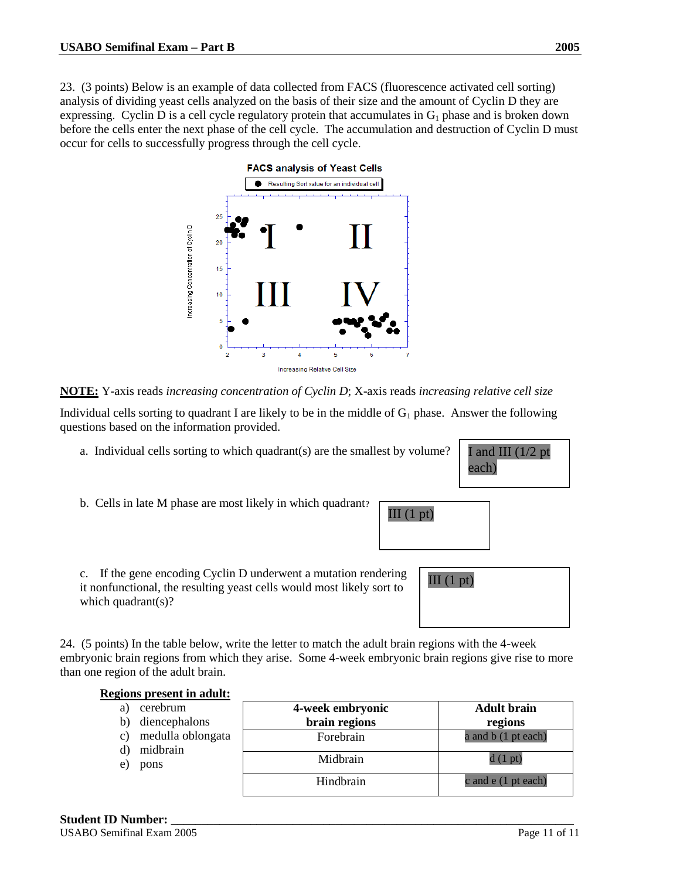23. (3 points) Below is an example of data collected from FACS (fluorescence activated cell sorting) analysis of dividing yeast cells analyzed on the basis of their size and the amount of Cyclin D they are expressing. Cyclin D is a cell cycle regulatory protein that accumulates in $G_1$ phase and is broken down before the cells enter the next phase of the cell cycle. The accumulation and destruction of Cyclin D must occur for cells to successfully progress through the cell cycle.

FACS analysis of Yeast Cells

Resulting Sort value for an individual cell

Increasing Concentration of Cyclin D

0
5
10
15
20
25

Increasing Relative Cell Size

2
3
4
5
6
7

I
II
III
IV

**NOTE:** Y-axis reads *increasing concentration of Cyclin D*; X-axis reads *increasing relative cell size*

Individual cells sorting to quadrant I are likely to be in the middle of $G_1$ phase. Answer the following questions based on the information provided.

a. Individual cells sorting to which quadrant(s) are the smallest by volume?

I and III (1/2 pt each)

b. Cells in late M phase are most likely in which quadrant?

III (1 pt)

c. If the gene encoding Cyclin D underwent a mutation rendering it nonfunctional, the resulting yeast cells would most likely sort to which quadrant(s)?

III (1 pt)

24. (5 points) In the table below, write the letter to match the adult brain regions with the 4-week embryonic brain regions from which they arise. Some 4-week embryonic brain regions give rise to more than one region of the adult brain.

**Regions present in adult:**

a) cerebrum
b) diencephalons
c) medulla oblongata
d) midbrain
e) pons

| 4-week embryonic brain regions | Adult brain regions |
|---|---|
| Forebrain | a and b (1 pt each) |
| Midbrain | d (1 pt) |
| Hindbrain | c and e (1 pt each) |

**Student ID Number:** ______________________________